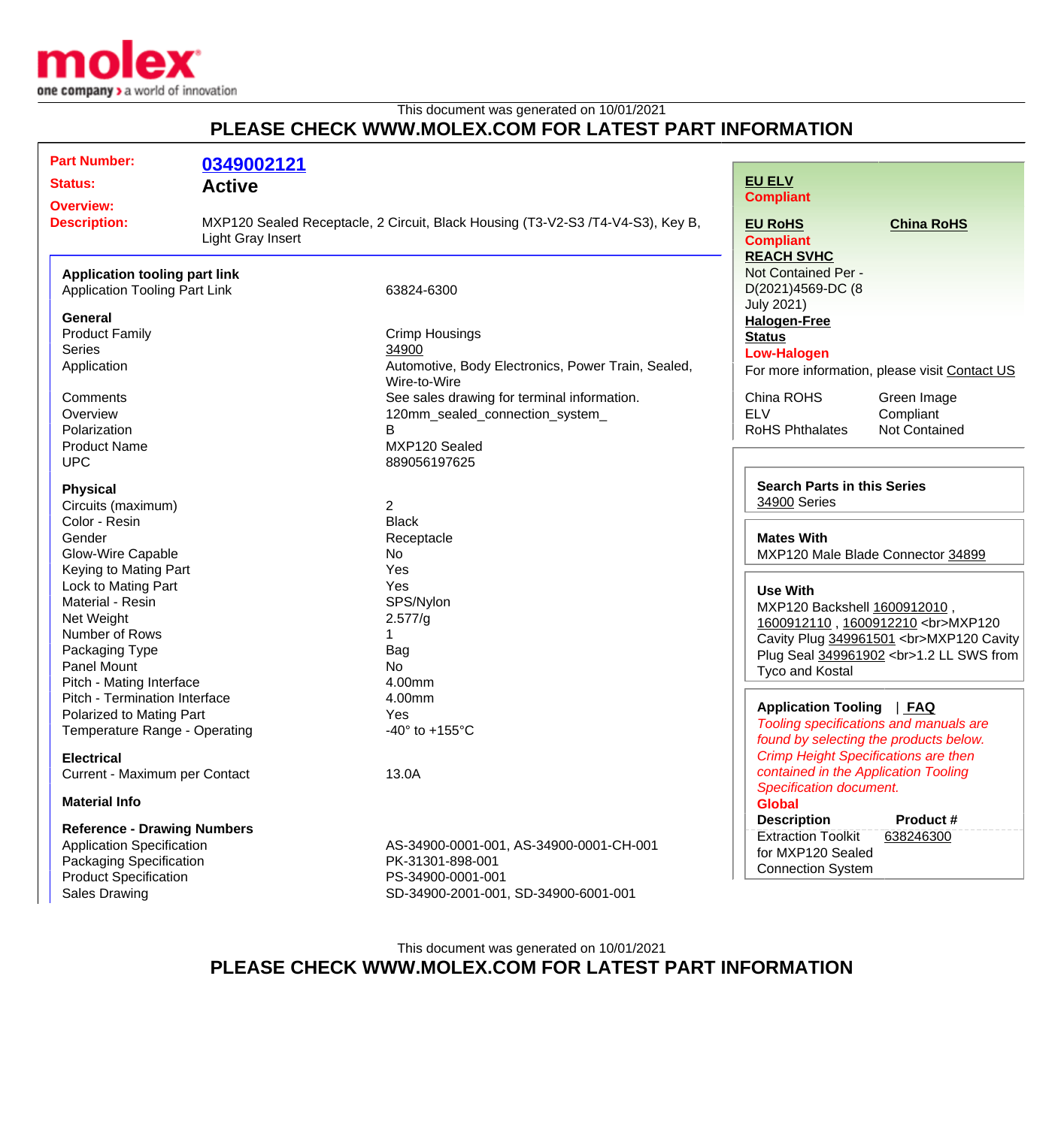This document was generated on 10/01/2021

## PLEASE CHECK WWW.MOLEX.COM FOR LATEST PART INFORMATION

**Part Number:** 0349002121

**Status:** Active

**Overview:**

**Description:** MXP120 Sealed Receptacle, 2 Circuit, Black Housing (T3-V2-S3 /T4-V4-S3), Key B, Light Gray Insert

### Application tooling part link

| | |
|---|---|
| Application Tooling Part Link | 63824-6300 |

### General

| | |
|---|---|
| Product Family | Crimp Housings |
| Series | 34900 |
| Application | Automotive, Body Electronics, Power Train, Sealed, Wire-to-Wire |
| Comments | See sales drawing for terminal information. |
| Overview | 120mm_sealed_connection_system_ |
| Polarization | B |
| Product Name | MXP120 Sealed |
| UPC | 889056197625 |

### Physical

| | |
|---|---|
| Circuits (maximum) | 2 |
| Color - Resin | Black |
| Gender | Receptacle |
| Glow-Wire Capable | No |
| Keying to Mating Part | Yes |
| Lock to Mating Part | Yes |
| Material - Resin | SPS/Nylon |
| Net Weight | 2.577/g |
| Number of Rows | 1 |
| Packaging Type | Bag |
| Panel Mount | No |
| Pitch - Mating Interface | 4.00mm |
| Pitch - Termination Interface | 4.00mm |
| Polarized to Mating Part | Yes |
| Temperature Range - Operating | -40° to +155°C |

### Electrical

| | |
|---|---|
| Current - Maximum per Contact | 13.0A |

### Material Info

### Reference - Drawing Numbers

| | |
|---|---|
| Application Specification | AS-34900-0001-001, AS-34900-0001-CH-001 |
| Packaging Specification | PK-31301-898-001 |
| Product Specification | PS-34900-0001-001 |
| Sales Drawing | SD-34900-2001-001, SD-34900-6001-001 |

**EU ELV**
Compliant

**EU RoHS**
Compliant

**China RoHS**

**REACH SVHC**
Not Contained Per - D(2021)4569-DC (8 July 2021)

**Halogen-Free Status**
Low-Halogen

For more information, please visit Contact US

| | |
|---|---|
| China ROHS | Green Image |
| ELV | Compliant |
| RoHS Phthalates | Not Contained |

**Search Parts in this Series**
34900 Series

**Mates With**
MXP120 Male Blade Connector 34899

**Use With**
MXP120 Backshell 1600912010 , 1600912110 , 1600912210 <br>MXP120 Cavity Plug 349961501 <br>MXP120 Cavity Plug Seal 349961902 <br>1.2 LL SWS from Tyco and Kostal

**Application Tooling** | FAQ

*Tooling specifications and manuals are found by selecting the products below. Crimp Height Specifications are then contained in the Application Tooling Specification document.*

**Global**

| Description | Product # |
|---|---|
| Extraction Toolkit for MXP120 Sealed Connection System | 638246300 |

This document was generated on 10/01/2021

## PLEASE CHECK WWW.MOLEX.COM FOR LATEST PART INFORMATION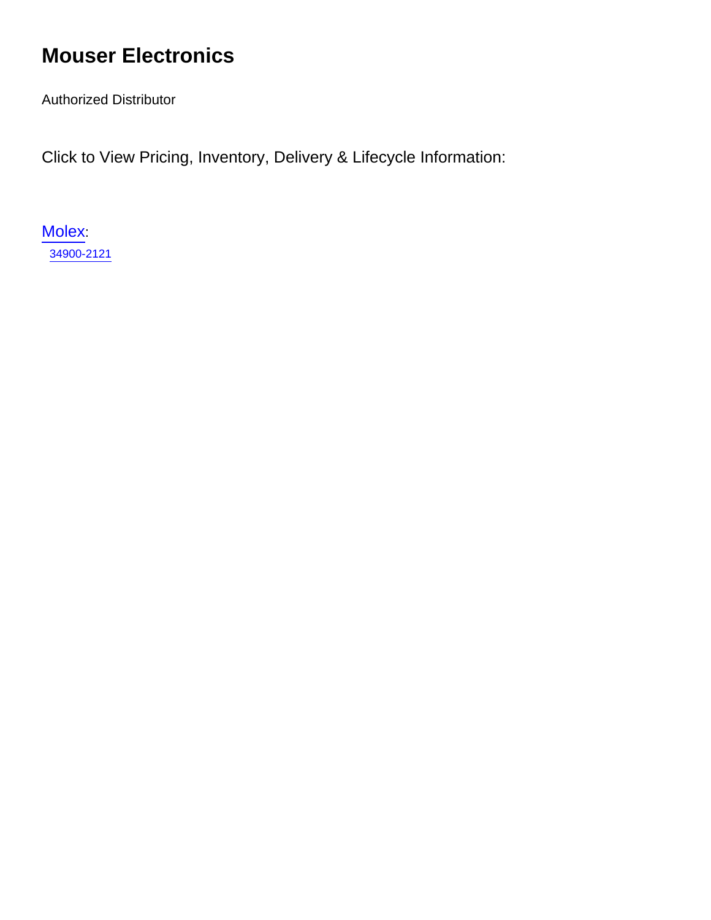# Mouser Electronics

Authorized Distributor

Click to View Pricing, Inventory, Delivery & Lifecycle Information:

Molex:

34900-2121